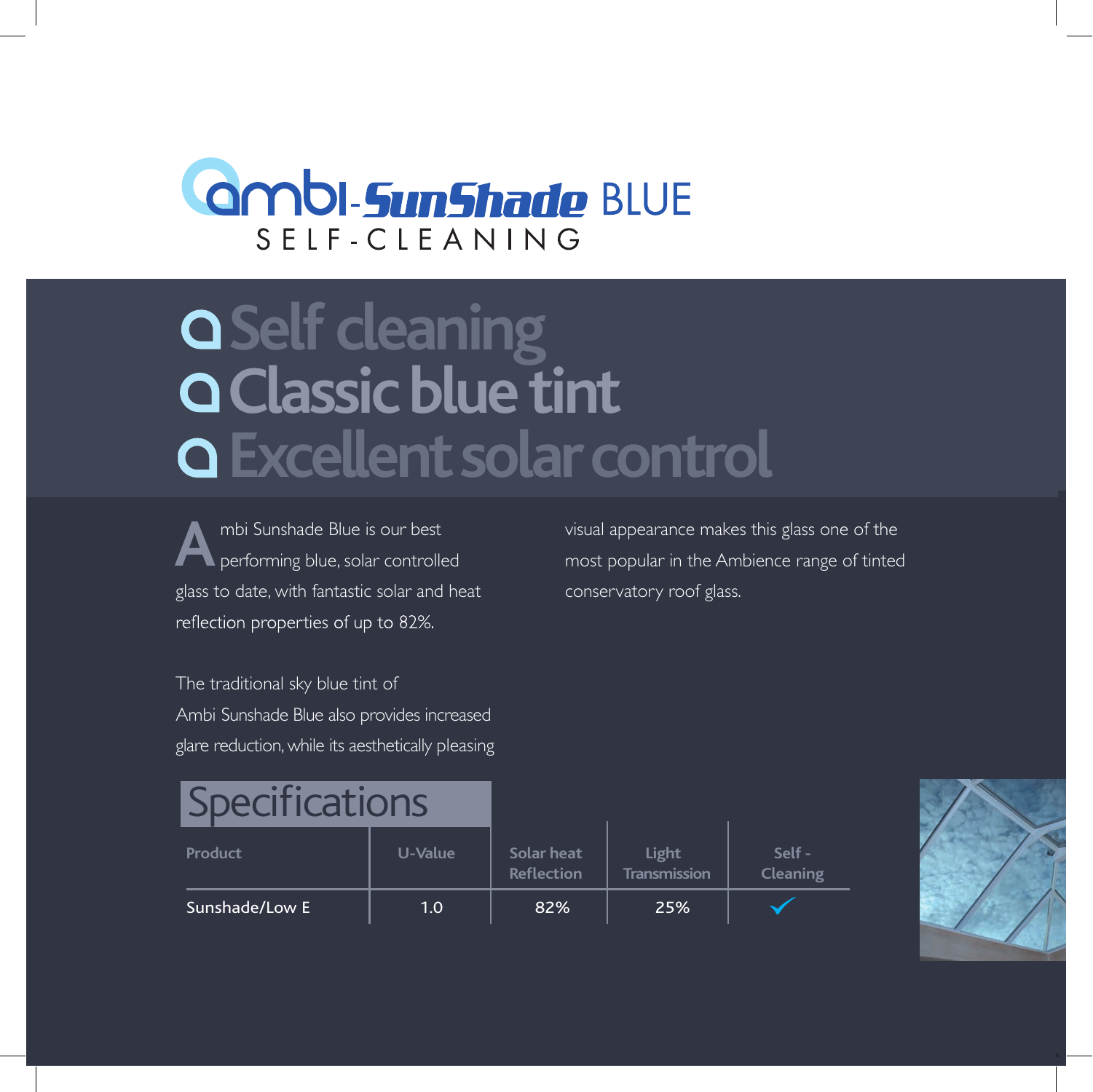# ambi-SunShade BLUE
SELF-CLEANING

## Self cleaning
## Classic blue tint
## Excellent solar control

Ambi Sunshade Blue is our best performing blue, solar controlled glass to date, with fantastic solar and heat reflection properties of up to 82%.

The traditional sky blue tint of Ambi Sunshade Blue also provides increased glare reduction, while its aesthetically pleasing visual appearance makes this glass one of the most popular in the Ambience range of tinted conservatory roof glass.

## Specifications

| Product | U-Value | Solar heat Reflection | Light Transmission | Self - Cleaning |
|---|---|---|---|---|
| Sunshade/Low E | 1.0 | 82% | 25% | ✓ |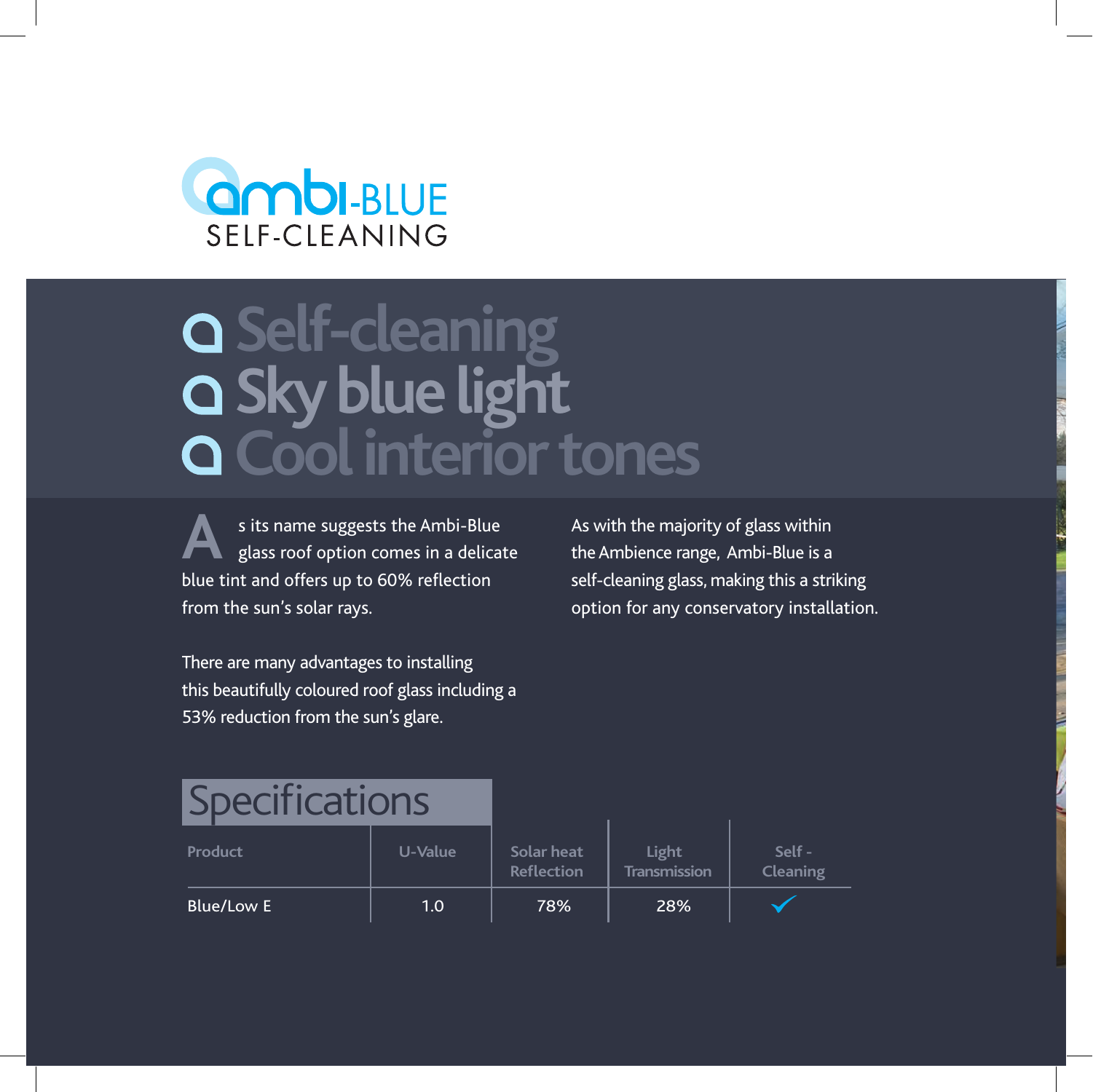# ambi-BLUE SELF-CLEANING

## Self-cleaning
## Sky blue light
## Cool interior tones

As its name suggests the Ambi-Blue glass roof option comes in a delicate blue tint and offers up to 60% reflection from the sun's solar rays.

There are many advantages to installing this beautifully coloured roof glass including a 53% reduction from the sun's glare.

As with the majority of glass within the Ambience range, Ambi-Blue is a self-cleaning glass, making this a striking option for any conservatory installation.

## Specifications

| Product | U-Value | Solar heat Reflection | Light Transmission | Self - Cleaning |
|---|---|---|---|---|
| Blue/Low E | 1.0 | 78% | 28% | ✓ |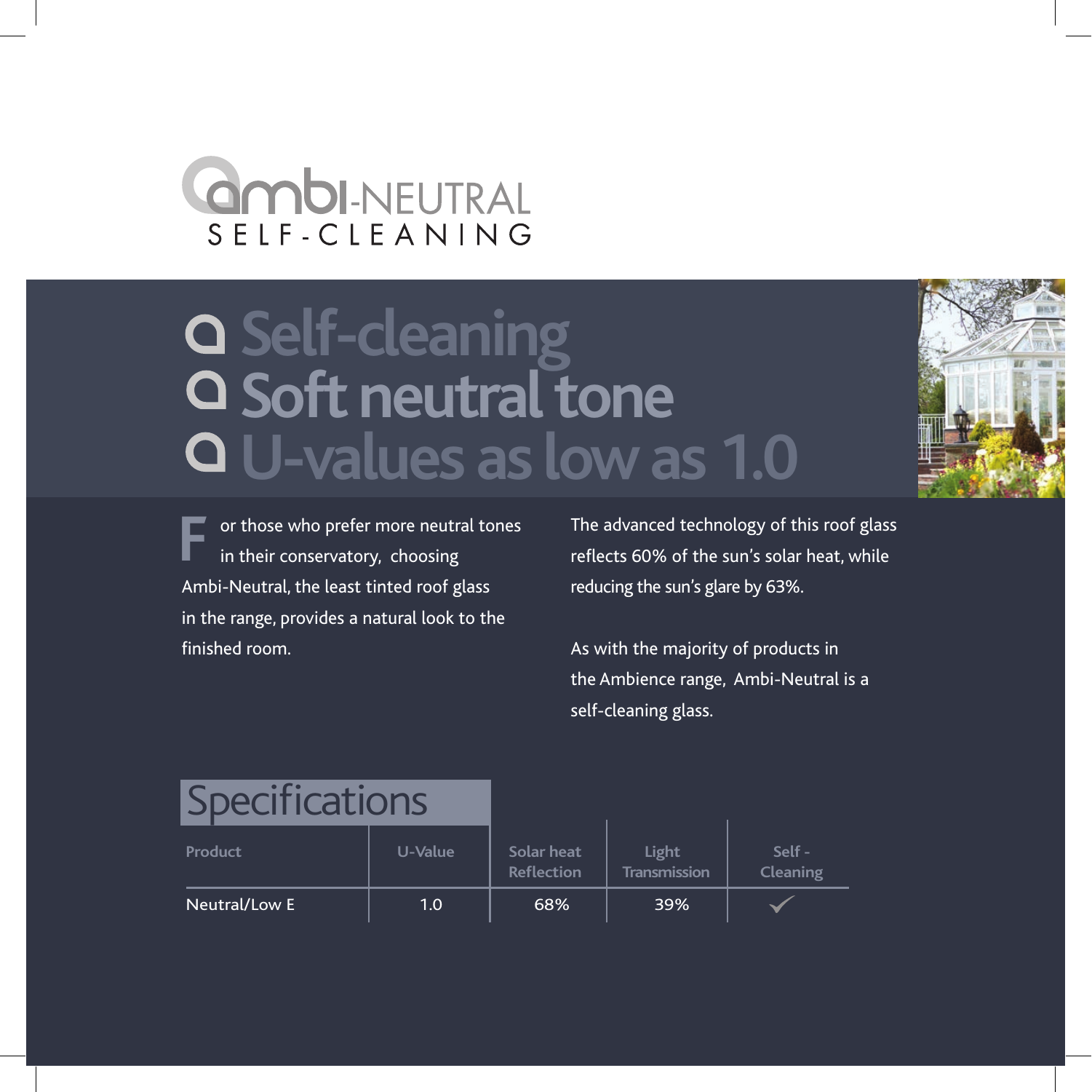# ambi-NEUTRAL SELF-CLEANING

- Self-cleaning
- Soft neutral tone
- U-values as low as 1.0

For those who prefer more neutral tones in their conservatory, choosing Ambi-Neutral, the least tinted roof glass in the range, provides a natural look to the finished room.

The advanced technology of this roof glass reflects 60% of the sun's solar heat, while reducing the sun's glare by 63%.

As with the majority of products in the Ambience range, Ambi-Neutral is a self-cleaning glass.

## Specifications

| Product | U-Value | Solar heat Reflection | Light Transmission | Self - Cleaning |
|---|---|---|---|---|
| Neutral/Low E | 1.0 | 68% | 39% | ✓ |